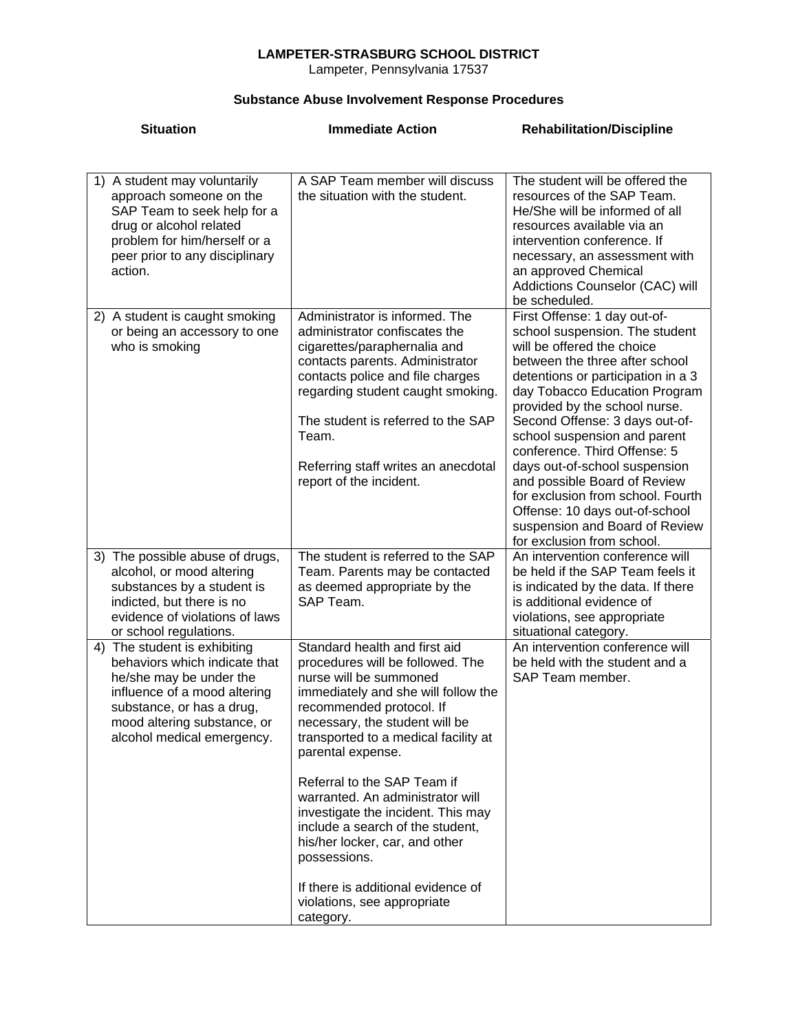**LAMPETER-STRASBURG SCHOOL DISTRICT**
Lampeter, Pennsylvania 17537

**Substance Abuse Involvement Response Procedures**

| Situation | Immediate Action | Rehabilitation/Discipline |
|---|---|---|
| 1) A student may voluntarily approach someone on the SAP Team to seek help for a drug or alcohol related problem for him/herself or a peer prior to any disciplinary action. | A SAP Team member will discuss the situation with the student. | The student will be offered the resources of the SAP Team. He/She will be informed of all resources available via an intervention conference. If necessary, an assessment with an approved Chemical Addictions Counselor (CAC) will be scheduled. |
| 2) A student is caught smoking or being an accessory to one who is smoking | Administrator is informed. The administrator confiscates the cigarettes/paraphernalia and contacts parents. Administrator contacts police and file charges regarding student caught smoking.<br><br>The student is referred to the SAP Team.<br><br>Referring staff writes an anecdotal report of the incident. | First Offense: 1 day out-of-school suspension. The student will be offered the choice between the three after school detentions or participation in a 3 day Tobacco Education Program provided by the school nurse. Second Offense: 3 days out-of-school suspension and parent conference. Third Offense: 5 days out-of-school suspension and possible Board of Review for exclusion from school. Fourth Offense: 10 days out-of-school suspension and Board of Review for exclusion from school. |
| 3) The possible abuse of drugs, alcohol, or mood altering substances by a student is indicted, but there is no evidence of violations of laws or school regulations. | The student is referred to the SAP Team. Parents may be contacted as deemed appropriate by the SAP Team. | An intervention conference will be held if the SAP Team feels it is indicated by the data. If there is additional evidence of violations, see appropriate situational category. |
| 4) The student is exhibiting behaviors which indicate that he/she may be under the influence of a mood altering substance, or has a drug, mood altering substance, or alcohol medical emergency. | Standard health and first aid procedures will be followed. The nurse will be summoned immediately and she will follow the recommended protocol. If necessary, the student will be transported to a medical facility at parental expense.<br><br>Referral to the SAP Team if warranted. An administrator will investigate the incident. This may include a search of the student, his/her locker, car, and other possessions.<br><br>If there is additional evidence of violations, see appropriate category. | An intervention conference will be held with the student and a SAP Team member. |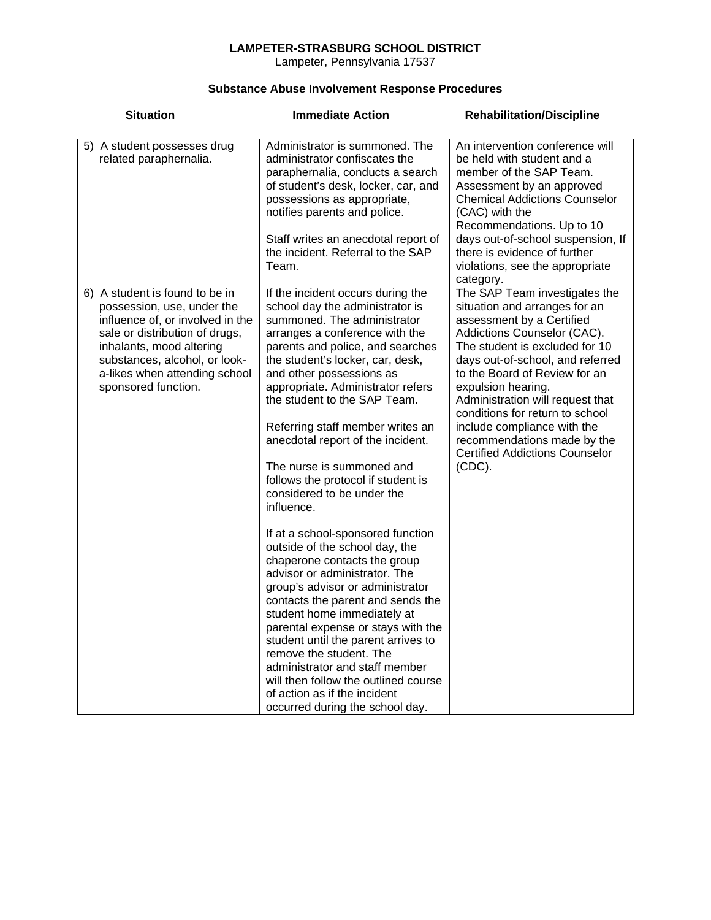**LAMPETER-STRASBURG SCHOOL DISTRICT**
Lampeter, Pennsylvania 17537

**Substance Abuse Involvement Response Procedures**

| Situation | Immediate Action | Rehabilitation/Discipline |
|---|---|---|
| 5) A student possesses drug related paraphernalia. | Administrator is summoned. The administrator confiscates the paraphernalia, conducts a search of student's desk, locker, car, and possessions as appropriate, notifies parents and police.<br><br>Staff writes an anecdotal report of the incident. Referral to the SAP Team. | An intervention conference will be held with student and a member of the SAP Team. Assessment by an approved Chemical Addictions Counselor (CAC) with the Recommendations. Up to 10 days out-of-school suspension, If there is evidence of further violations, see the appropriate category. |
| 6) A student is found to be in possession, use, under the influence of, or involved in the sale or distribution of drugs, inhalants, mood altering substances, alcohol, or look-a-likes when attending school sponsored function. | If the incident occurs during the school day the administrator is summoned. The administrator arranges a conference with the parents and police, and searches the student's locker, car, desk, and other possessions as appropriate. Administrator refers the student to the SAP Team.<br><br>Referring staff member writes an anecdotal report of the incident.<br><br>The nurse is summoned and follows the protocol if student is considered to be under the influence.<br><br>If at a school-sponsored function outside of the school day, the chaperone contacts the group advisor or administrator. The group's advisor or administrator contacts the parent and sends the student home immediately at parental expense or stays with the student until the parent arrives to remove the student. The administrator and staff member will then follow the outlined course of action as if the incident occurred during the school day. | The SAP Team investigates the situation and arranges for an assessment by a Certified Addictions Counselor (CAC). The student is excluded for 10 days out-of-school, and referred to the Board of Review for an expulsion hearing. Administration will request that conditions for return to school include compliance with the recommendations made by the Certified Addictions Counselor (CDC). |